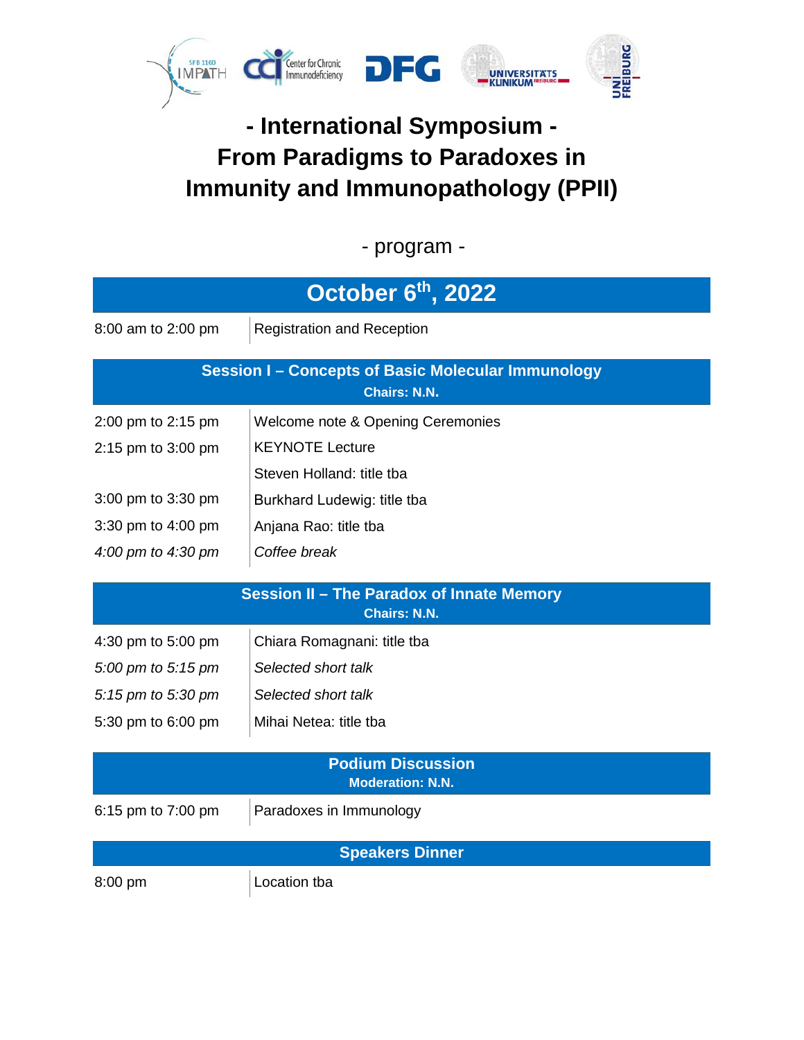# - International Symposium -
# From Paradigms to Paradoxes in Immunity and Immunopathology (PPII)

- program -

## October 6th, 2022

| | |
|---|---|
| 8:00 am to 2:00 pm | Registration and Reception |

### Session I – Concepts of Basic Molecular Immunology

**Chairs: N.N.**

| | |
|---|---|
| 2:00 pm to 2:15 pm | Welcome note & Opening Ceremonies |
| 2:15 pm to 3:00 pm | KEYNOTE Lecture |
| | Steven Holland: title tba |
| 3:00 pm to 3:30 pm | Burkhard Ludewig: title tba |
| 3:30 pm to 4:00 pm | Anjana Rao: title tba |
| *4:00 pm to 4:30 pm* | *Coffee break* |

### Session II – The Paradox of Innate Memory

**Chairs: N.N.**

| | |
|---|---|
| 4:30 pm to 5:00 pm | Chiara Romagnani: title tba |
| *5:00 pm to 5:15 pm* | *Selected short talk* |
| *5:15 pm to 5:30 pm* | *Selected short talk* |
| 5:30 pm to 6:00 pm | Mihai Netea: title tba |

### Podium Discussion

**Moderation: N.N.**

| | |
|---|---|
| 6:15 pm to 7:00 pm | Paradoxes in Immunology |

### Speakers Dinner

| | |
|---|---|
| 8:00 pm | Location tba |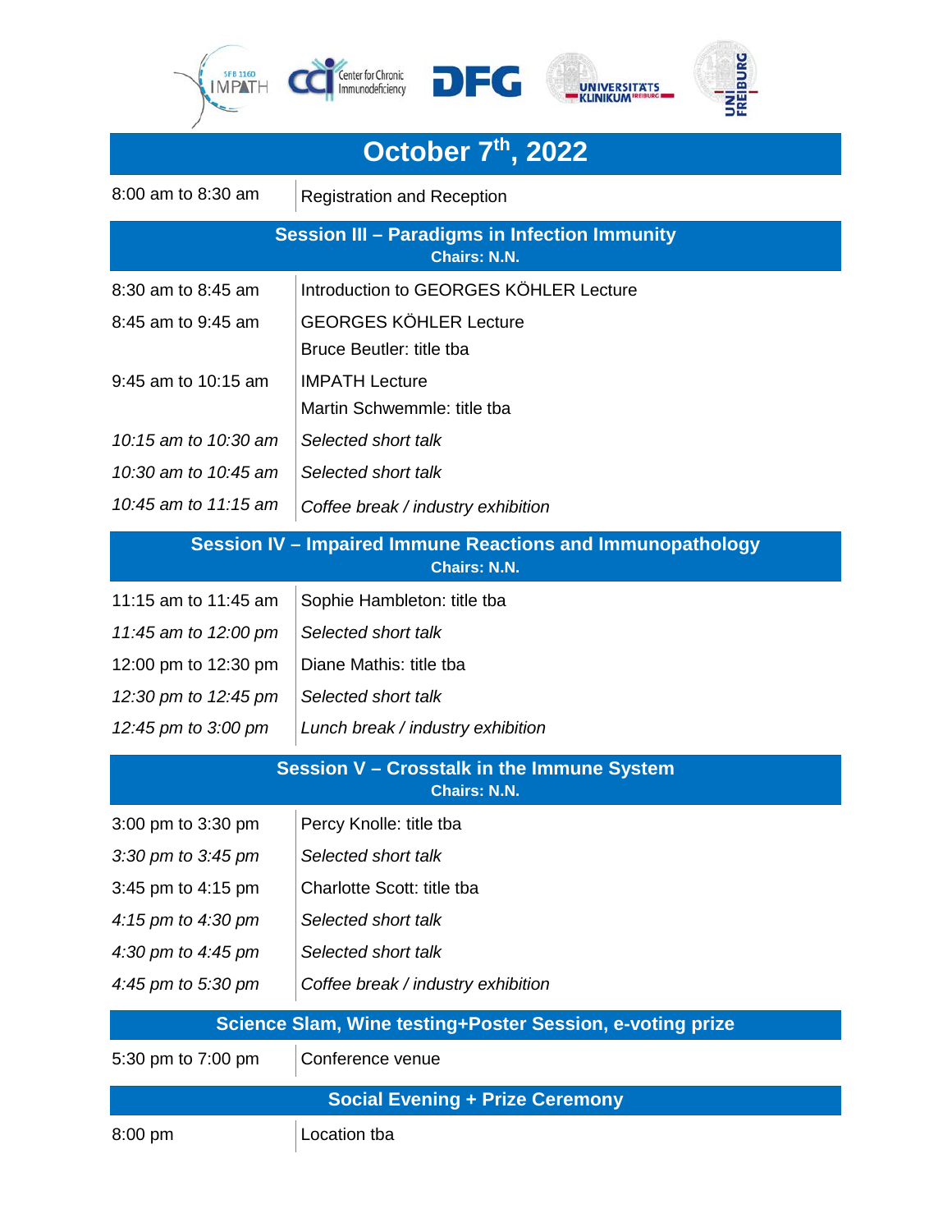# October 7th, 2022

| | |
|---|---|
| 8:00 am to 8:30 am | Registration and Reception |

## Session III – Paradigms in Infection Immunity

**Chairs: N.N.**

| | |
|---|---|
| 8:30 am to 8:45 am | Introduction to GEORGES KÖHLER Lecture |
| 8:45 am to 9:45 am | GEORGES KÖHLER Lecture<br>Bruce Beutler: title tba |
| 9:45 am to 10:15 am | IMPATH Lecture<br>Martin Schwemmle: title tba |
| *10:15 am to 10:30 am* | *Selected short talk* |
| *10:30 am to 10:45 am* | *Selected short talk* |
| *10:45 am to 11:15 am* | *Coffee break / industry exhibition* |

## Session IV – Impaired Immune Reactions and Immunopathology

**Chairs: N.N.**

| | |
|---|---|
| 11:15 am to 11:45 am | Sophie Hambleton: title tba |
| *11:45 am to 12:00 pm* | *Selected short talk* |
| 12:00 pm to 12:30 pm | Diane Mathis: title tba |
| *12:30 pm to 12:45 pm* | *Selected short talk* |
| *12:45 pm to 3:00 pm* | *Lunch break / industry exhibition* |

## Session V – Crosstalk in the Immune System

**Chairs: N.N.**

| | |
|---|---|
| 3:00 pm to 3:30 pm | Percy Knolle: title tba |
| *3:30 pm to 3:45 pm* | *Selected short talk* |
| 3:45 pm to 4:15 pm | Charlotte Scott: title tba |
| *4:15 pm to 4:30 pm* | *Selected short talk* |
| *4:30 pm to 4:45 pm* | *Selected short talk* |
| *4:45 pm to 5:30 pm* | *Coffee break / industry exhibition* |

## Science Slam, Wine testing+Poster Session, e-voting prize

| | |
|---|---|
| 5:30 pm to 7:00 pm | Conference venue |

## Social Evening + Prize Ceremony

| | |
|---|---|
| 8:00 pm | Location tba |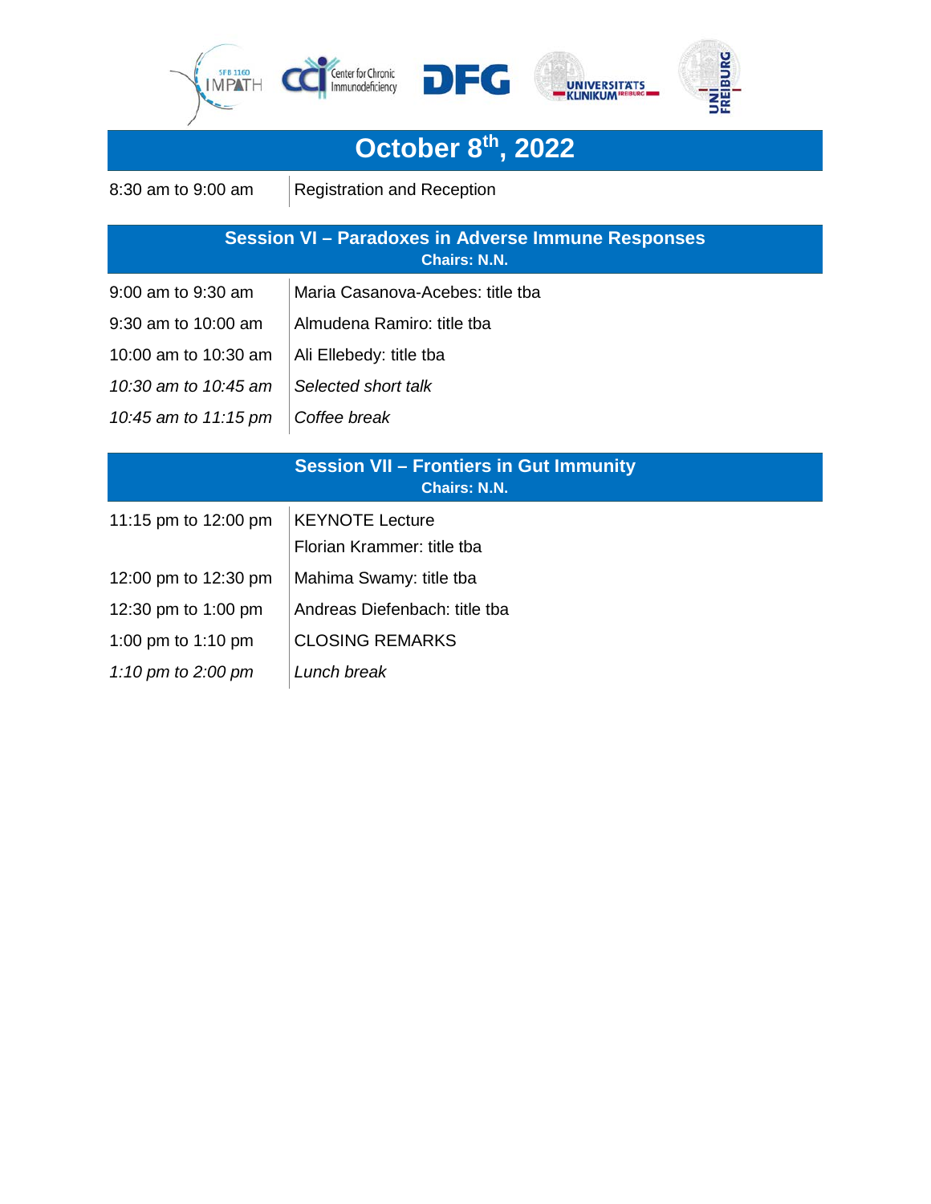# October 8th, 2022

| | |
|---|---|
| 8:30 am to 9:00 am | Registration and Reception |

## Session VI – Paradoxes in Adverse Immune Responses

**Chairs: N.N.**

| | |
|---|---|
| 9:00 am to 9:30 am | Maria Casanova-Acebes: title tba |
| 9:30 am to 10:00 am | Almudena Ramiro: title tba |
| 10:00 am to 10:30 am | Ali Ellebedy: title tba |
| *10:30 am to 10:45 am* | *Selected short talk* |
| *10:45 am to 11:15 pm* | *Coffee break* |

## Session VII – Frontiers in Gut Immunity

**Chairs: N.N.**

| | |
|---|---|
| 11:15 pm to 12:00 pm | KEYNOTE Lecture<br>Florian Krammer: title tba |
| 12:00 pm to 12:30 pm | Mahima Swamy: title tba |
| 12:30 pm to 1:00 pm | Andreas Diefenbach: title tba |
| 1:00 pm to 1:10 pm | CLOSING REMARKS |
| *1:10 pm to 2:00 pm* | *Lunch break* |